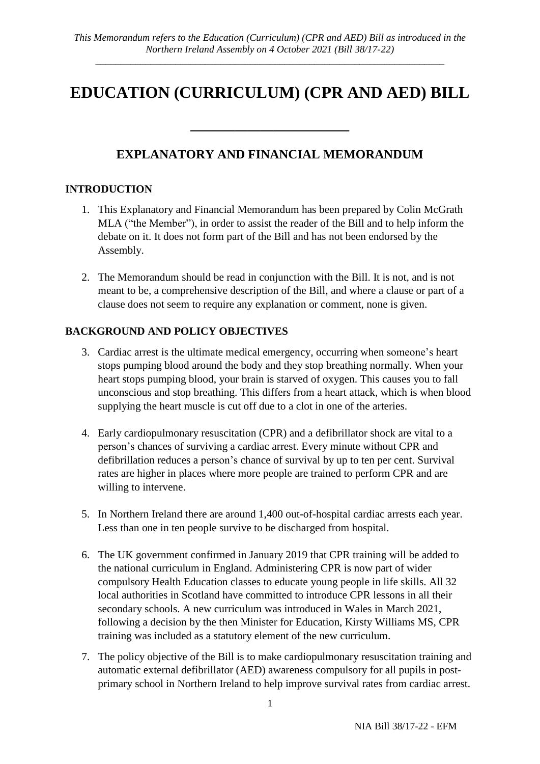*This Memorandum refers to the Education (Curriculum) (CPR and AED) Bill as introduced in the Northern Ireland Assembly on 4 October 2021 (Bill 38/17-22)*

# EDUCATION (CURRICULUM) (CPR AND AED) BILL

## EXPLANATORY AND FINANCIAL MEMORANDUM

### INTRODUCTION

1. This Explanatory and Financial Memorandum has been prepared by Colin McGrath MLA ("the Member"), in order to assist the reader of the Bill and to help inform the debate on it. It does not form part of the Bill and has not been endorsed by the Assembly.

2. The Memorandum should be read in conjunction with the Bill. It is not, and is not meant to be, a comprehensive description of the Bill, and where a clause or part of a clause does not seem to require any explanation or comment, none is given.

### BACKGROUND AND POLICY OBJECTIVES

3. Cardiac arrest is the ultimate medical emergency, occurring when someone's heart stops pumping blood around the body and they stop breathing normally. When your heart stops pumping blood, your brain is starved of oxygen. This causes you to fall unconscious and stop breathing. This differs from a heart attack, which is when blood supplying the heart muscle is cut off due to a clot in one of the arteries.

4. Early cardiopulmonary resuscitation (CPR) and a defibrillator shock are vital to a person's chances of surviving a cardiac arrest. Every minute without CPR and defibrillation reduces a person's chance of survival by up to ten per cent. Survival rates are higher in places where more people are trained to perform CPR and are willing to intervene.

5. In Northern Ireland there are around 1,400 out-of-hospital cardiac arrests each year. Less than one in ten people survive to be discharged from hospital.

6. The UK government confirmed in January 2019 that CPR training will be added to the national curriculum in England. Administering CPR is now part of wider compulsory Health Education classes to educate young people in life skills. All 32 local authorities in Scotland have committed to introduce CPR lessons in all their secondary schools. A new curriculum was introduced in Wales in March 2021, following a decision by the then Minister for Education, Kirsty Williams MS, CPR training was included as a statutory element of the new curriculum.

7. The policy objective of the Bill is to make cardiopulmonary resuscitation training and automatic external defibrillator (AED) awareness compulsory for all pupils in post-primary school in Northern Ireland to help improve survival rates from cardiac arrest.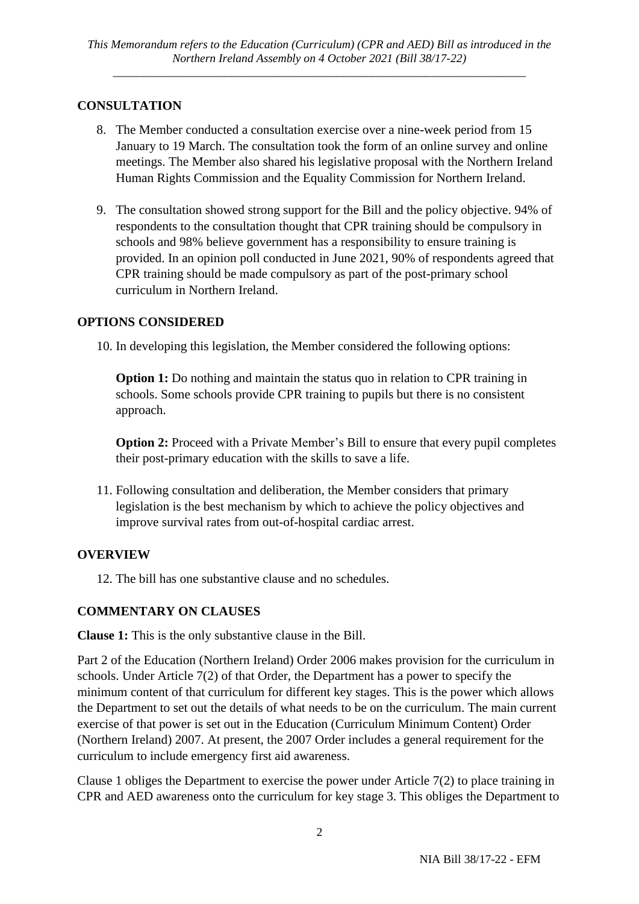## CONSULTATION

8. The Member conducted a consultation exercise over a nine-week period from 15 January to 19 March. The consultation took the form of an online survey and online meetings. The Member also shared his legislative proposal with the Northern Ireland Human Rights Commission and the Equality Commission for Northern Ireland.

9. The consultation showed strong support for the Bill and the policy objective. 94% of respondents to the consultation thought that CPR training should be compulsory in schools and 98% believe government has a responsibility to ensure training is provided. In an opinion poll conducted in June 2021, 90% of respondents agreed that CPR training should be made compulsory as part of the post-primary school curriculum in Northern Ireland.

## OPTIONS CONSIDERED

10. In developing this legislation, the Member considered the following options:

    **Option 1:** Do nothing and maintain the status quo in relation to CPR training in schools. Some schools provide CPR training to pupils but there is no consistent approach.

    **Option 2:** Proceed with a Private Member's Bill to ensure that every pupil completes their post-primary education with the skills to save a life.

11. Following consultation and deliberation, the Member considers that primary legislation is the best mechanism by which to achieve the policy objectives and improve survival rates from out-of-hospital cardiac arrest.

## OVERVIEW

12. The bill has one substantive clause and no schedules.

## COMMENTARY ON CLAUSES

**Clause 1:** This is the only substantive clause in the Bill.

Part 2 of the Education (Northern Ireland) Order 2006 makes provision for the curriculum in schools. Under Article 7(2) of that Order, the Department has a power to specify the minimum content of that curriculum for different key stages. This is the power which allows the Department to set out the details of what needs to be on the curriculum. The main current exercise of that power is set out in the Education (Curriculum Minimum Content) Order (Northern Ireland) 2007. At present, the 2007 Order includes a general requirement for the curriculum to include emergency first aid awareness.

Clause 1 obliges the Department to exercise the power under Article 7(2) to place training in CPR and AED awareness onto the curriculum for key stage 3. This obliges the Department to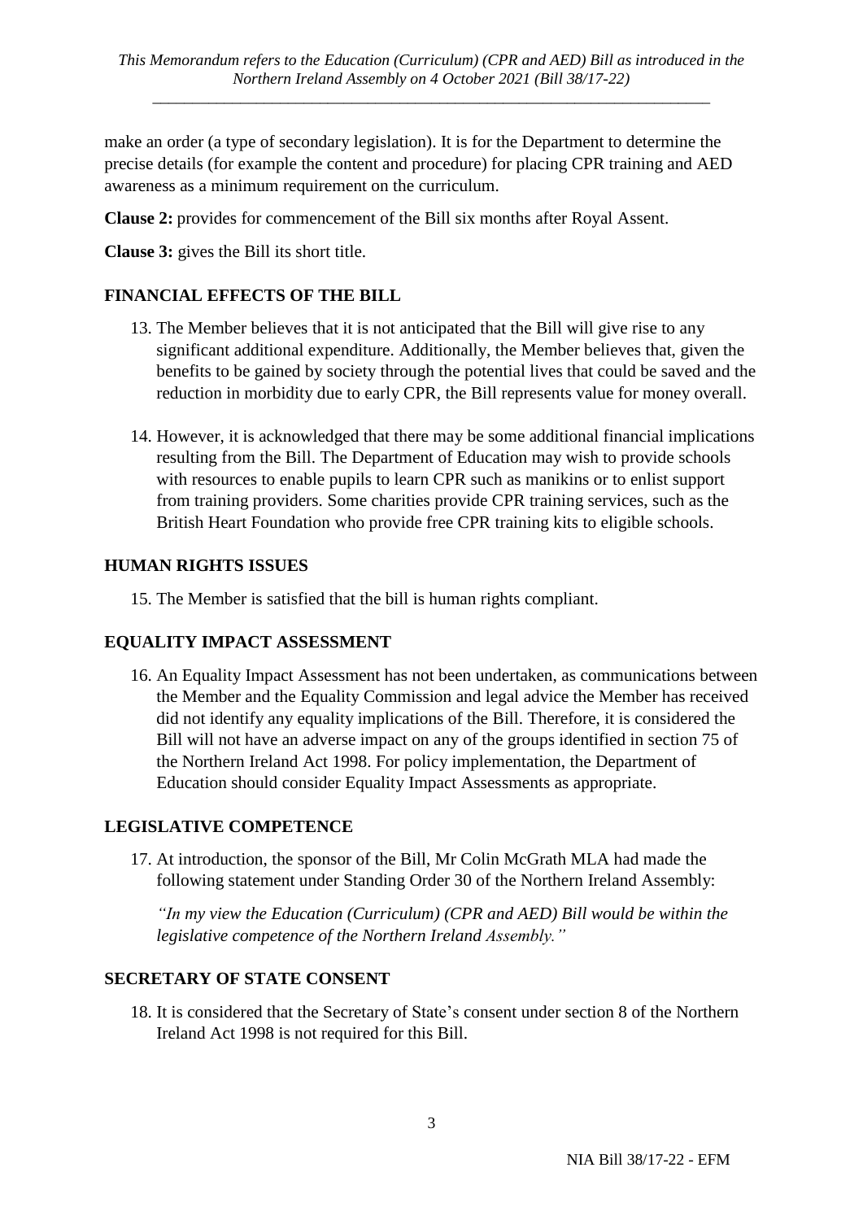make an order (a type of secondary legislation). It is for the Department to determine the precise details (for example the content and procedure) for placing CPR training and AED awareness as a minimum requirement on the curriculum.

**Clause 2:** provides for commencement of the Bill six months after Royal Assent.

**Clause 3:** gives the Bill its short title.

## FINANCIAL EFFECTS OF THE BILL

13. The Member believes that it is not anticipated that the Bill will give rise to any significant additional expenditure. Additionally, the Member believes that, given the benefits to be gained by society through the potential lives that could be saved and the reduction in morbidity due to early CPR, the Bill represents value for money overall.

14. However, it is acknowledged that there may be some additional financial implications resulting from the Bill. The Department of Education may wish to provide schools with resources to enable pupils to learn CPR such as manikins or to enlist support from training providers. Some charities provide CPR training services, such as the British Heart Foundation who provide free CPR training kits to eligible schools.

## HUMAN RIGHTS ISSUES

15. The Member is satisfied that the bill is human rights compliant.

## EQUALITY IMPACT ASSESSMENT

16. An Equality Impact Assessment has not been undertaken, as communications between the Member and the Equality Commission and legal advice the Member has received did not identify any equality implications of the Bill. Therefore, it is considered the Bill will not have an adverse impact on any of the groups identified in section 75 of the Northern Ireland Act 1998. For policy implementation, the Department of Education should consider Equality Impact Assessments as appropriate.

## LEGISLATIVE COMPETENCE

17. At introduction, the sponsor of the Bill, Mr Colin McGrath MLA had made the following statement under Standing Order 30 of the Northern Ireland Assembly:

    *"In my view the Education (Curriculum) (CPR and AED) Bill would be within the legislative competence of the Northern Ireland Assembly."*

## SECRETARY OF STATE CONSENT

18. It is considered that the Secretary of State's consent under section 8 of the Northern Ireland Act 1998 is not required for this Bill.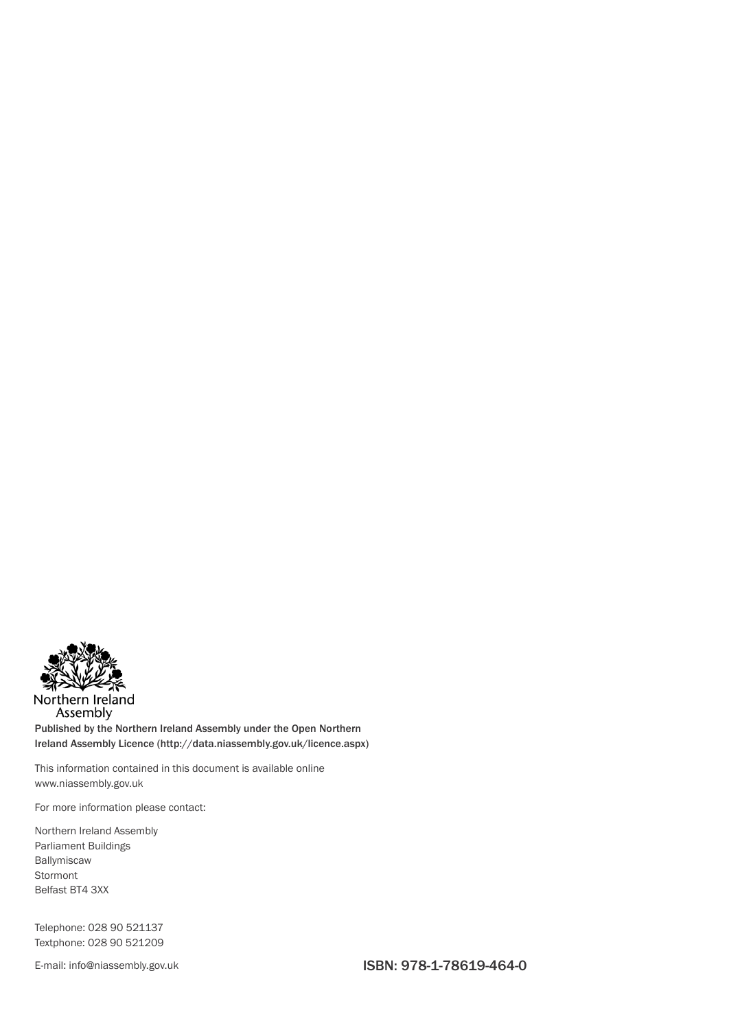Northern Ireland Assembly

**Published by the Northern Ireland Assembly under the Open Northern Ireland Assembly Licence (http://data.niassembly.gov.uk/licence.aspx)**

This information contained in this document is available online www.niassembly.gov.uk

For more information please contact:

Northern Ireland Assembly
Parliament Buildings
Ballymiscaw
Stormont
Belfast BT4 3XX

Telephone: 028 90 521137
Textphone: 028 90 521209

E-mail: info@niassembly.gov.uk

ISBN: 978-1-78619-464-0